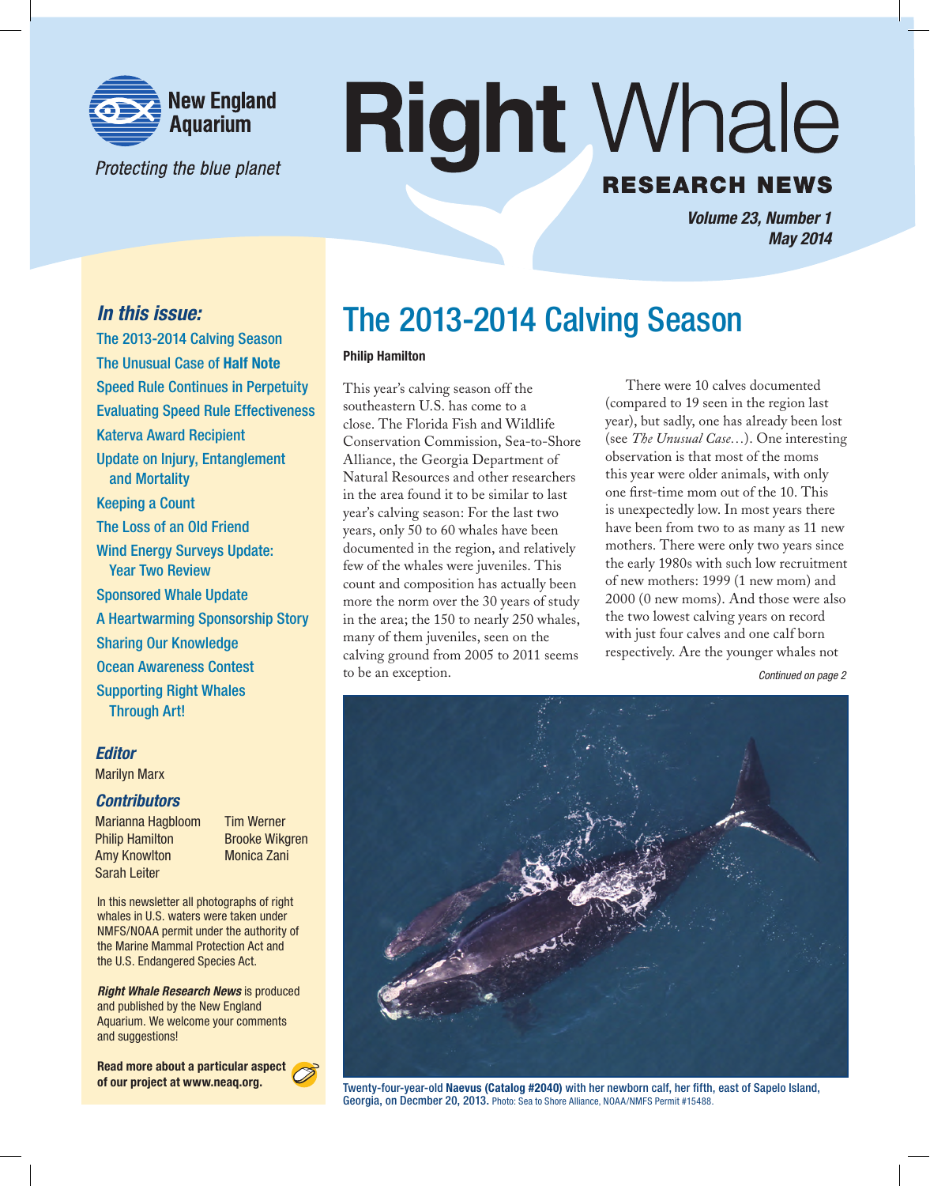New England Aquarium

*Protecting the blue planet*

# Right Whale

## RESEARCH NEWS

***Volume 23, Number 1***
***May 2014***

### *In this issue:*

- The 2013-2014 Calving Season
- The Unusual Case of **Half Note**
- Speed Rule Continues in Perpetuity
- Evaluating Speed Rule Effectiveness
- Katerva Award Recipient
- Update on Injury, Entanglement and Mortality
- Keeping a Count
- The Loss of an Old Friend
- Wind Energy Surveys Update: Year Two Review
- Sponsored Whale Update
- A Heartwarming Sponsorship Story
- Sharing Our Knowledge
- Ocean Awareness Contest
- Supporting Right Whales Through Art!

### *Editor*

Marilyn Marx

### *Contributors*

Marianna Hagbloom
Philip Hamilton
Amy Knowlton
Sarah Leiter
Tim Werner
Brooke Wikgren
Monica Zani

In this newsletter all photographs of right whales in U.S. waters were taken under NMFS/NOAA permit under the authority of the Marine Mammal Protection Act and the U.S. Endangered Species Act.

***Right Whale Research News*** is produced and published by the New England Aquarium. We welcome your comments and suggestions!

**Read more about a particular aspect of our project at www.neaq.org.**

# The 2013-2014 Calving Season

**Philip Hamilton**

This year's calving season off the southeastern U.S. has come to a close. The Florida Fish and Wildlife Conservation Commission, Sea-to-Shore Alliance, the Georgia Department of Natural Resources and other researchers in the area found it to be similar to last year's calving season: For the last two years, only 50 to 60 whales have been documented in the region, and relatively few of the whales were juveniles. This count and composition has actually been more the norm over the 30 years of study in the area; the 150 to nearly 250 whales, many of them juveniles, seen on the calving ground from 2005 to 2011 seems to be an exception.

There were 10 calves documented (compared to 19 seen in the region last year), but sadly, one has already been lost (see *The Unusual Case…*). One interesting observation is that most of the moms this year were older animals, with only one first-time mom out of the 10. This is unexpectedly low. In most years there have been from two to as many as 11 new mothers. There were only two years since the early 1980s with such low recruitment of new mothers: 1999 (1 new mom) and 2000 (0 new moms). And those were also the two lowest calving years on record with just four calves and one calf born respectively. Are the younger whales not

*Continued on page 2*

Twenty-four-year-old **Naevus (Catalog #2040)** with her newborn calf, her fifth, east of Sapelo Island, Georgia, on Decmber 20, 2013. Photo: Sea to Shore Alliance, NOAA/NMFS Permit #15488.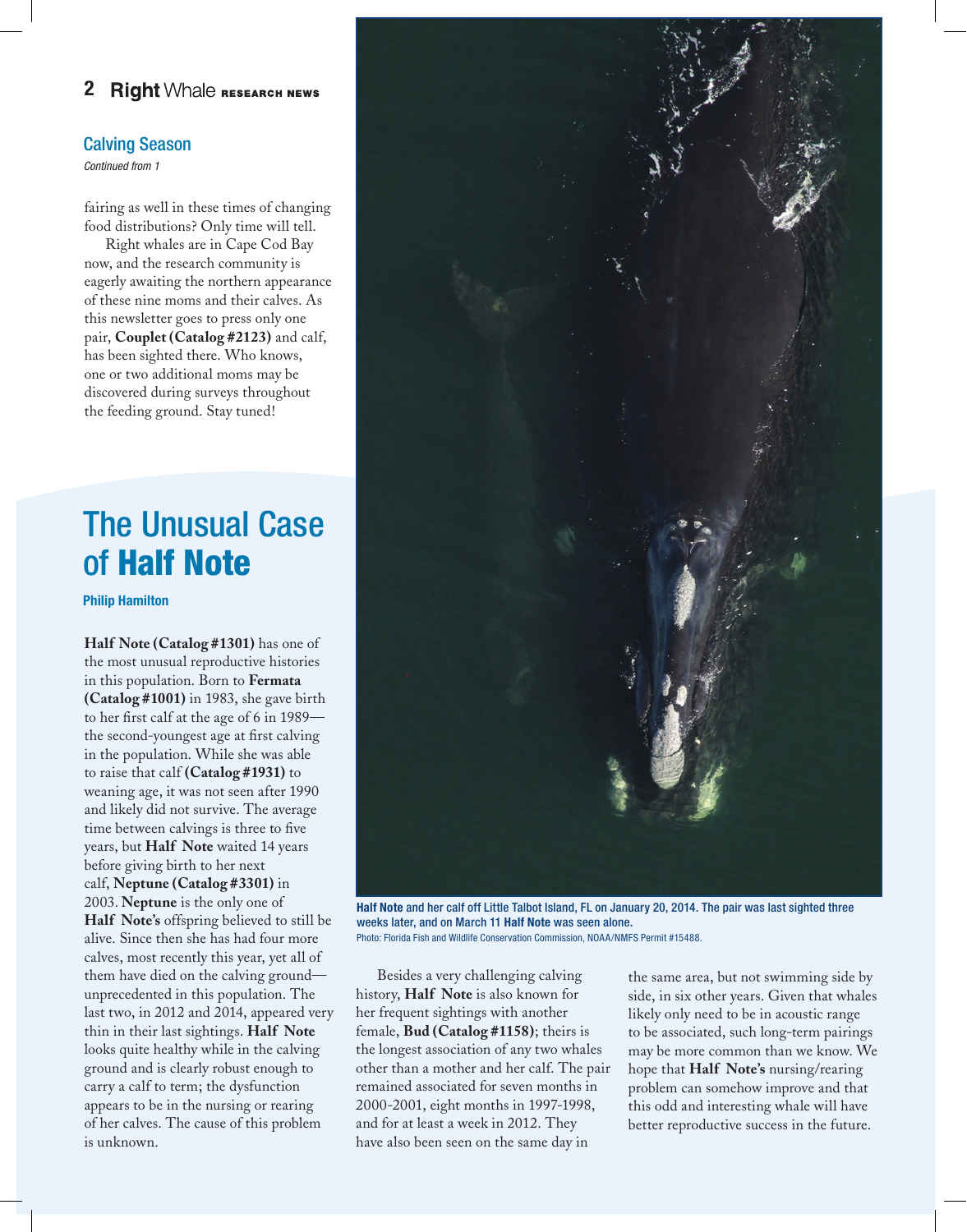## Calving Season

*Continued from 1*

fairing as well in these times of changing food distributions? Only time will tell.

Right whales are in Cape Cod Bay now, and the research community is eagerly awaiting the northern appearance of these nine moms and their calves. As this newsletter goes to press only one pair, **Couplet (Catalog #2123)** and calf, has been sighted there. Who knows, one or two additional moms may be discovered during surveys throughout the feeding ground. Stay tuned!

# The Unusual Case of Half Note

**Philip Hamilton**

**Half Note (Catalog #1301)** has one of the most unusual reproductive histories in this population. Born to **Fermata (Catalog #1001)** in 1983, she gave birth to her first calf at the age of 6 in 1989—the second-youngest age at first calving in the population. While she was able to raise that calf **(Catalog #1931)** to weaning age, it was not seen after 1990 and likely did not survive. The average time between calvings is three to five years, but **Half Note** waited 14 years before giving birth to her next calf, **Neptune (Catalog #3301)** in 2003. **Neptune** is the only one of **Half Note's** offspring believed to still be alive. Since then she has had four more calves, most recently this year, yet all of them have died on the calving ground—unprecedented in this population. The last two, in 2012 and 2014, appeared very thin in their last sightings. **Half Note** looks quite healthy while in the calving ground and is clearly robust enough to carry a calf to term; the dysfunction appears to be in the nursing or rearing of her calves. The cause of this problem is unknown.

**Half Note** and her calf off Little Talbot Island, FL on January 20, 2014. The pair was last sighted three weeks later, and on March 11 **Half Note** was seen alone.
Photo: Florida Fish and Wildlife Conservation Commission, NOAA/NMFS Permit #15488.

Besides a very challenging calving history, **Half Note** is also known for her frequent sightings with another female, **Bud (Catalog #1158)**; theirs is the longest association of any two whales other than a mother and her calf. The pair remained associated for seven months in 2000-2001, eight months in 1997-1998, and for at least a week in 2012. They have also been seen on the same day in the same area, but not swimming side by side, in six other years. Given that whales likely only need to be in acoustic range to be associated, such long-term pairings may be more common than we know. We hope that **Half Note's** nursing/rearing problem can somehow improve and that this odd and interesting whale will have better reproductive success in the future.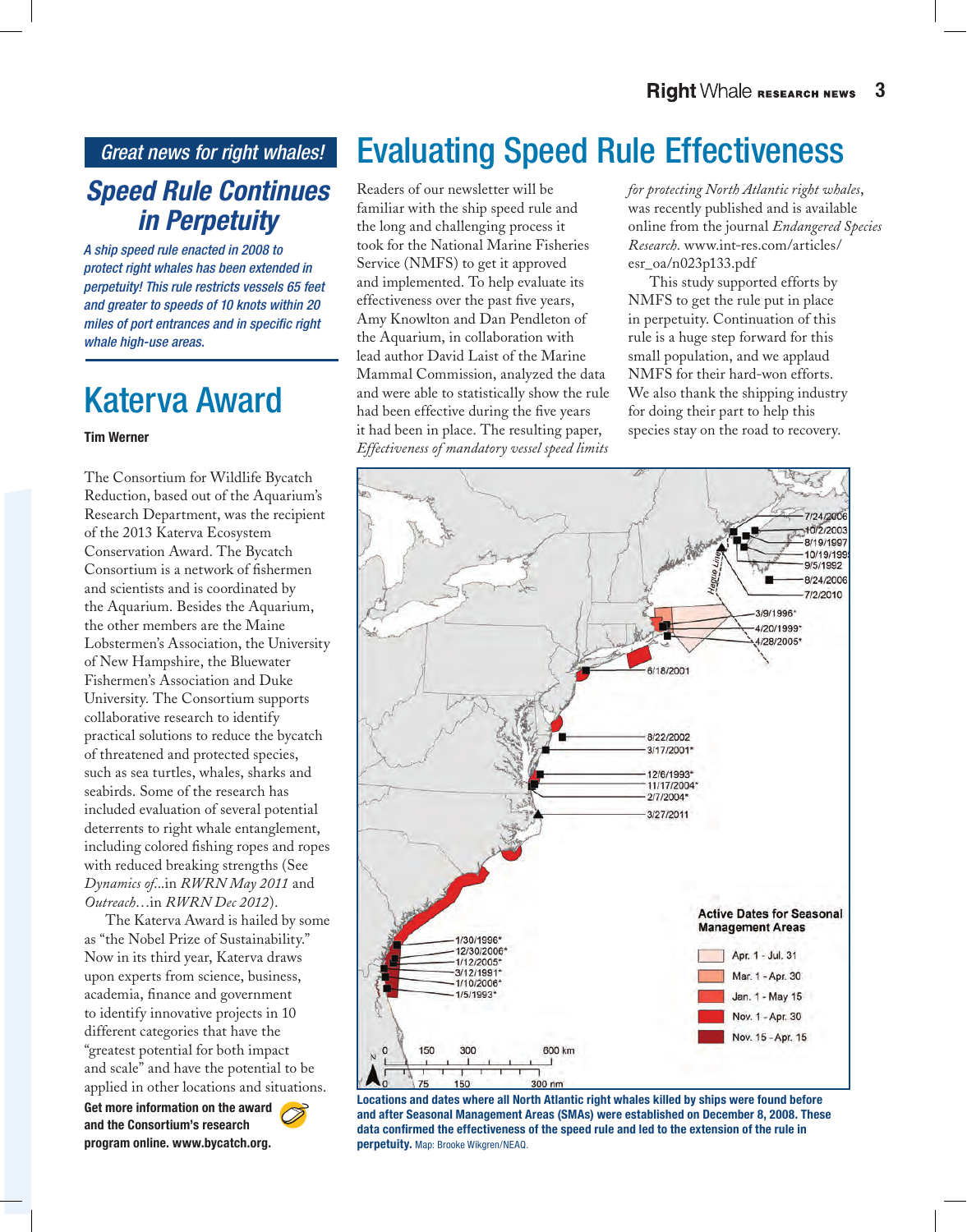*Great news for right whales!*

## Speed Rule Continues in Perpetuity

*A ship speed rule enacted in 2008 to protect right whales has been extended in perpetuity! This rule restricts vessels 65 feet and greater to speeds of 10 knots within 20 miles of port entrances and in specific right whale high-use areas.*

## Katerva Award

**Tim Werner**

The Consortium for Wildlife Bycatch Reduction, based out of the Aquarium's Research Department, was the recipient of the 2013 Katerva Ecosystem Conservation Award. The Bycatch Consortium is a network of fishermen and scientists and is coordinated by the Aquarium. Besides the Aquarium, the other members are the Maine Lobstermen's Association, the University of New Hampshire, the Bluewater Fishermen's Association and Duke University. The Consortium supports collaborative research to identify practical solutions to reduce the bycatch of threatened and protected species, such as sea turtles, whales, sharks and seabirds. Some of the research has included evaluation of several potential deterrents to right whale entanglement, including colored fishing ropes and ropes with reduced breaking strengths (See *Dynamics of...*in *RWRN May 2011* and *Outreach…*in *RWRN Dec 2012*).

The Katerva Award is hailed by some as "the Nobel Prize of Sustainability." Now in its third year, Katerva draws upon experts from science, business, academia, finance and government to identify innovative projects in 10 different categories that have the "greatest potential for both impact and scale" and have the potential to be applied in other locations and situations.

**Get more information on the award and the Consortium's research program online. www.bycatch.org.**

# Evaluating Speed Rule Effectiveness

Readers of our newsletter will be familiar with the ship speed rule and the long and challenging process it took for the National Marine Fisheries Service (NMFS) to get it approved and implemented. To help evaluate its effectiveness over the past five years, Amy Knowlton and Dan Pendleton of the Aquarium, in collaboration with lead author David Laist of the Marine Mammal Commission, analyzed the data and were able to statistically show the rule had been effective during the five years it had been in place. The resulting paper, *Effectiveness of mandatory vessel speed limits for protecting North Atlantic right whales*, was recently published and is available online from the journal *Endangered Species Research*. www.int-res.com/articles/esr_oa/n023p133.pdf

This study supported efforts by NMFS to get the rule put in place in perpetuity. Continuation of this rule is a huge step forward for this small population, and we applaud NMFS for their hard-won efforts. We also thank the shipping industry for doing their part to help this species stay on the road to recovery.

**Locations and dates where all North Atlantic right whales killed by ships were found before and after Seasonal Management Areas (SMAs) were established on December 8, 2008. These data confirmed the effectiveness of the speed rule and led to the extension of the rule in perpetuity.** Map: Brooke Wikgren/NEAQ.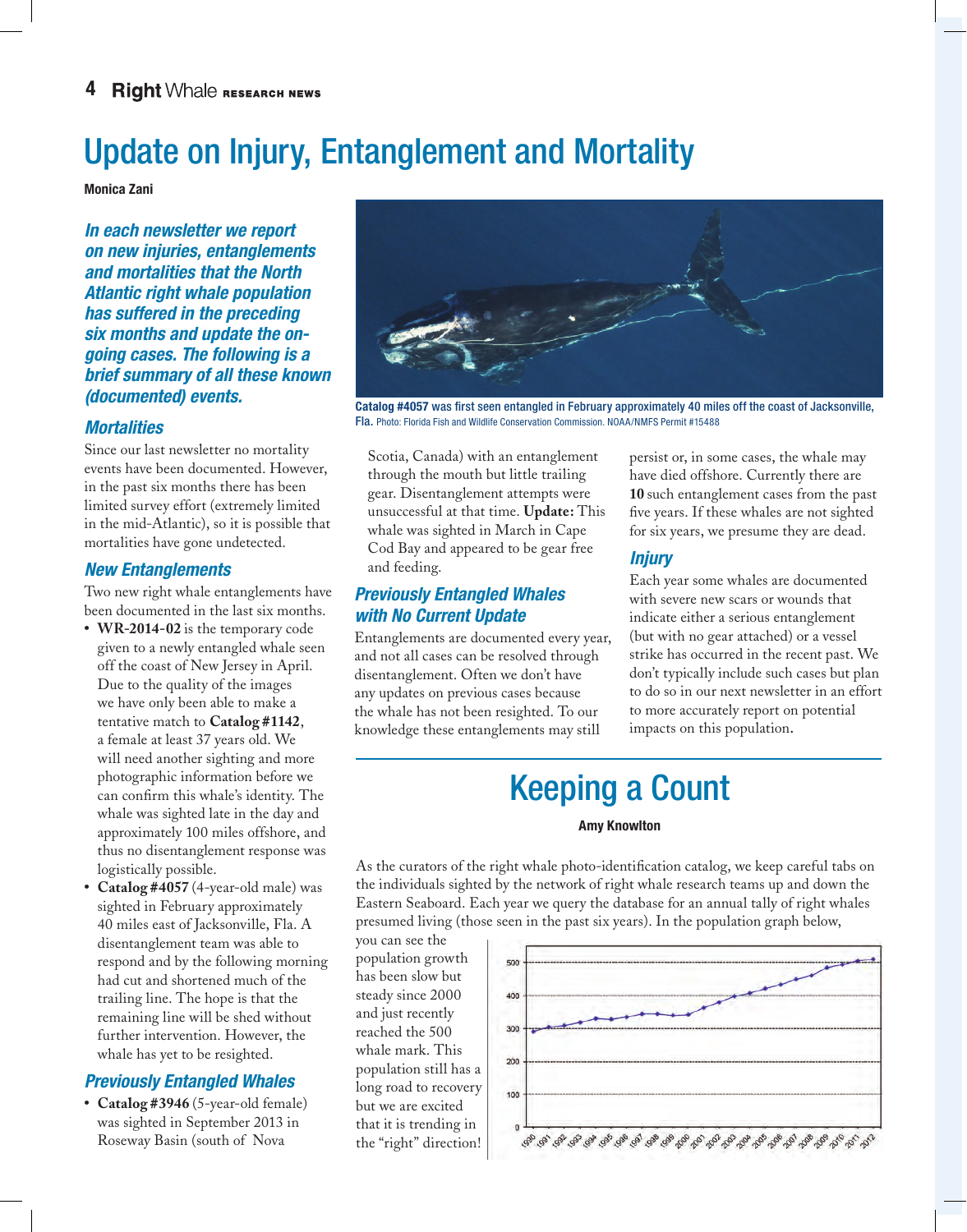# Update on Injury, Entanglement and Mortality

**Monica Zani**

***In each newsletter we report on new injuries, entanglements and mortalities that the North Atlantic right whale population has suffered in the preceding six months and update the on-going cases. The following is a brief summary of all these known (documented) events.***

### *Mortalities*

Since our last newsletter no mortality events have been documented. However, in the past six months there has been limited survey effort (extremely limited in the mid-Atlantic), so it is possible that mortalities have gone undetected.

### *New Entanglements*

Two new right whale entanglements have been documented in the last six months.

- **WR-2014-02** is the temporary code given to a newly entangled whale seen off the coast of New Jersey in April. Due to the quality of the images we have only been able to make a tentative match to **Catalog #1142**, a female at least 37 years old. We will need another sighting and more photographic information before we can confirm this whale's identity. The whale was sighted late in the day and approximately 100 miles offshore, and thus no disentanglement response was logistically possible.
- **Catalog #4057** (4-year-old male) was sighted in February approximately 40 miles east of Jacksonville, Fla. A disentanglement team was able to respond and by the following morning had cut and shortened much of the trailing line. The hope is that the remaining line will be shed without further intervention. However, the whale has yet to be resighted.

**Catalog #4057 was first seen entangled in February approximately 40 miles off the coast of Jacksonville, Fla.** Photo: Florida Fish and Wildlife Conservation Commission. NOAA/NMFS Permit #15488

### *Previously Entangled Whales*

- **Catalog #3946** (5-year-old female) was sighted in September 2013 in Roseway Basin (south of Nova Scotia, Canada) with an entanglement through the mouth but little trailing gear. Disentanglement attempts were unsuccessful at that time. **Update:** This whale was sighted in March in Cape Cod Bay and appeared to be gear free and feeding.

### *Previously Entangled Whales with No Current Update*

Entanglements are documented every year, and not all cases can be resolved through disentanglement. Often we don't have any updates on previous cases because the whale has not been resighted. To our knowledge these entanglements may still persist or, in some cases, the whale may have died offshore. Currently there are **10** such entanglement cases from the past five years. If these whales are not sighted for six years, we presume they are dead.

### *Injury*

Each year some whales are documented with severe new scars or wounds that indicate either a serious entanglement (but with no gear attached) or a vessel strike has occurred in the recent past. We don't typically include such cases but plan to do so in our next newsletter in an effort to more accurately report on potential impacts on this population.

# Keeping a Count

**Amy Knowlton**

As the curators of the right whale photo-identification catalog, we keep careful tabs on the individuals sighted by the network of right whale research teams up and down the Eastern Seaboard. Each year we query the database for an annual tally of right whales presumed living (those seen in the past six years). In the population graph below, you can see the population growth has been slow but steady since 2000 and just recently reached the 500 whale mark. This population still has a long road to recovery but we are excited that it is trending in the "right" direction!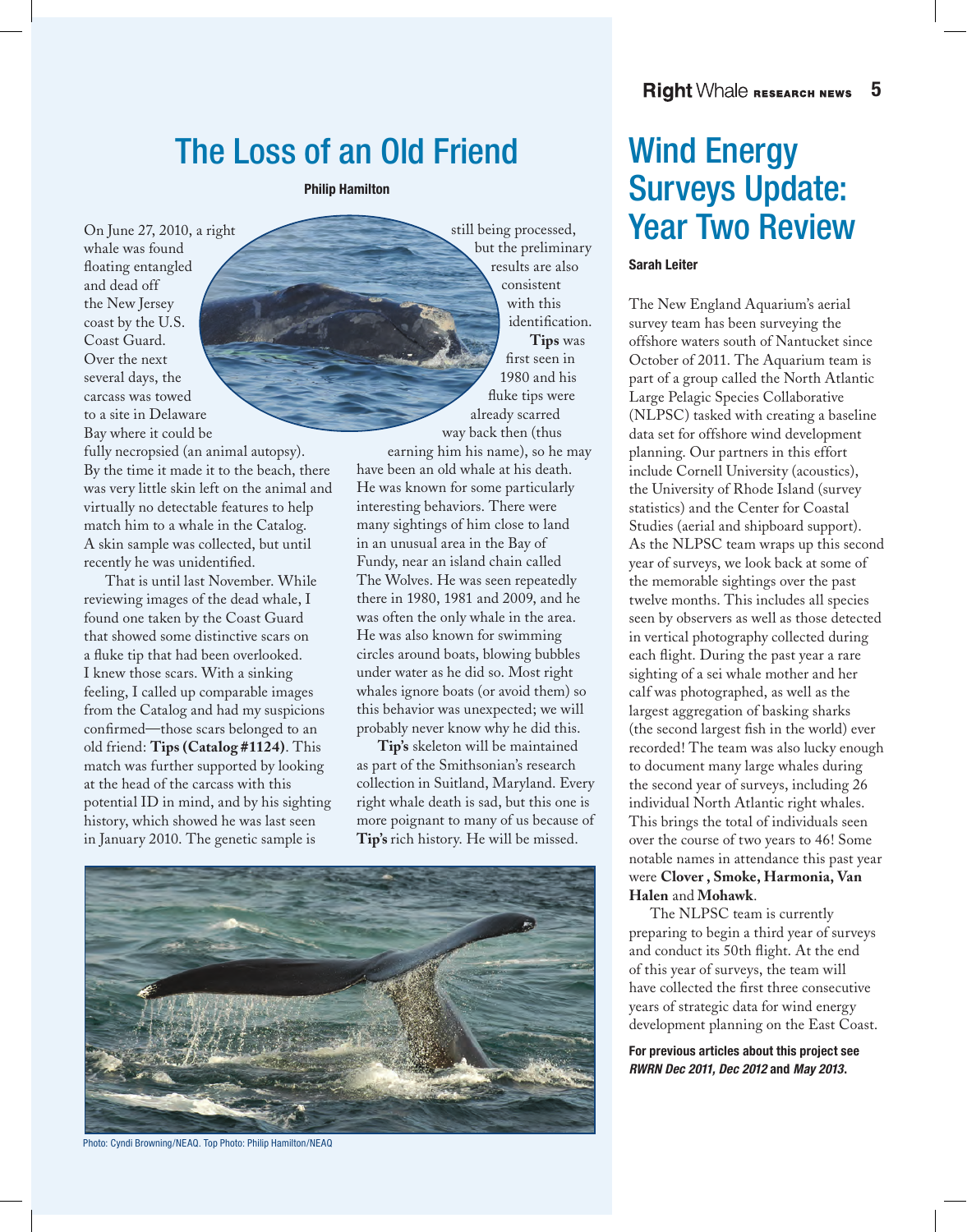# The Loss of an Old Friend

**Philip Hamilton**

On June 27, 2010, a right whale was found floating entangled and dead off the New Jersey coast by the U.S. Coast Guard. Over the next several days, the carcass was towed to a site in Delaware Bay where it could be fully necropsied (an animal autopsy). By the time it made it to the beach, there was very little skin left on the animal and virtually no detectable features to help match him to a whale in the Catalog. A skin sample was collected, but until recently he was unidentified.

That is until last November. While reviewing images of the dead whale, I found one taken by the Coast Guard that showed some distinctive scars on a fluke tip that had been overlooked. I knew those scars. With a sinking feeling, I called up comparable images from the Catalog and had my suspicions confirmed—those scars belonged to an old friend: **Tips (Catalog #1124)**. This match was further supported by looking at the head of the carcass with this potential ID in mind, and by his sighting history, which showed he was last seen in January 2010. The genetic sample is still being processed, but the preliminary results are also consistent with this identification. **Tips** was first seen in 1980 and his fluke tips were already scarred way back then (thus earning him his name), so he may have been an old whale at his death. He was known for some particularly interesting behaviors. There were many sightings of him close to land in an unusual area in the Bay of Fundy, near an island chain called The Wolves. He was seen repeatedly there in 1980, 1981 and 2009, and he was often the only whale in the area. He was also known for swimming circles around boats, blowing bubbles under water as he did so. Most right whales ignore boats (or avoid them) so this behavior was unexpected; we will probably never know why he did this.

**Tip's** skeleton will be maintained as part of the Smithsonian's research collection in Suitland, Maryland. Every right whale death is sad, but this one is more poignant to many of us because of **Tip's** rich history. He will be missed.

Photo: Cyndi Browning/NEAQ. Top Photo: Philip Hamilton/NEAQ

# Wind Energy Surveys Update: Year Two Review

**Sarah Leiter**

The New England Aquarium's aerial survey team has been surveying the offshore waters south of Nantucket since October of 2011. The Aquarium team is part of a group called the North Atlantic Large Pelagic Species Collaborative (NLPSC) tasked with creating a baseline data set for offshore wind development planning. Our partners in this effort include Cornell University (acoustics), the University of Rhode Island (survey statistics) and the Center for Coastal Studies (aerial and shipboard support). As the NLPSC team wraps up this second year of surveys, we look back at some of the memorable sightings over the past twelve months. This includes all species seen by observers as well as those detected in vertical photography collected during each flight. During the past year a rare sighting of a sei whale mother and her calf was photographed, as well as the largest aggregation of basking sharks (the second largest fish in the world) ever recorded! The team was also lucky enough to document many large whales during the second year of surveys, including 26 individual North Atlantic right whales. This brings the total of individuals seen over the course of two years to 46! Some notable names in attendance this past year were **Clover , Smoke, Harmonia, Van Halen** and **Mohawk**.

The NLPSC team is currently preparing to begin a third year of surveys and conduct its 50th flight. At the end of this year of surveys, the team will have collected the first three consecutive years of strategic data for wind energy development planning on the East Coast.

**For previous articles about this project see *RWRN Dec 2011, Dec 2012* and *May 2013*.**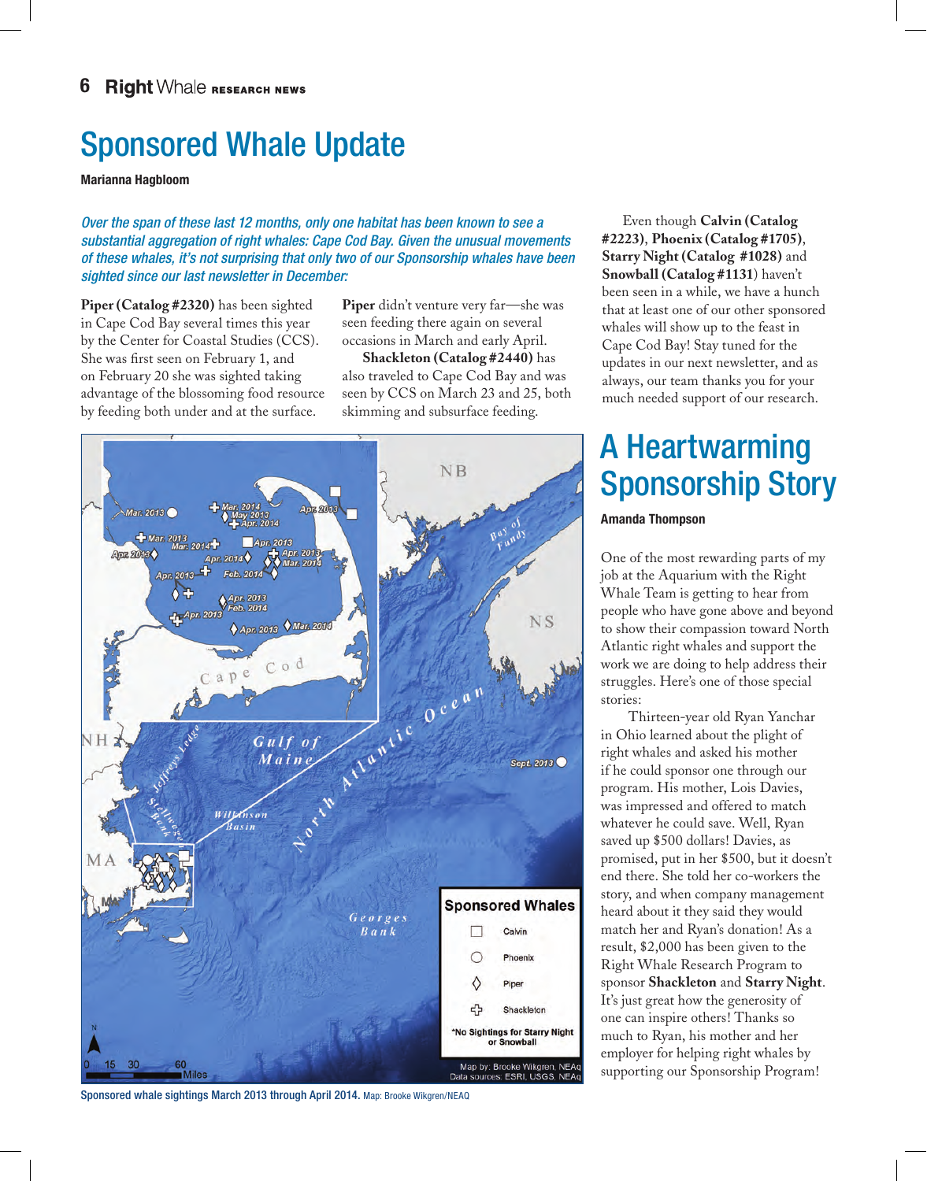## Sponsored Whale Update

**Marianna Hagbloom**

*Over the span of these last 12 months, only one habitat has been known to see a substantial aggregation of right whales: Cape Cod Bay. Given the unusual movements of these whales, it's not surprising that only two of our Sponsorship whales have been sighted since our last newsletter in December:*

**Piper (Catalog #2320)** has been sighted in Cape Cod Bay several times this year by the Center for Coastal Studies (CCS). She was first seen on February 1, and on February 20 she was sighted taking advantage of the blossoming food resource by feeding both under and at the surface. **Piper** didn't venture very far—she was seen feeding there again on several occasions in March and early April.

**Shackleton (Catalog #2440)** has also traveled to Cape Cod Bay and was seen by CCS on March 23 and 25, both skimming and subsurface feeding.

Even though **Calvin (Catalog #2223)**, **Phoenix (Catalog #1705)**, **Starry Night (Catalog #1028)** and **Snowball (Catalog #1131)** haven't been seen in a while, we have a hunch that at least one of our other sponsored whales will show up to the feast in Cape Cod Bay! Stay tuned for the updates in our next newsletter, and as always, our team thanks you for your much needed support of our research.

Sponsored whale sightings March 2013 through April 2014. Map: Brooke Wikgren/NEAQ

## A Heartwarming Sponsorship Story

**Amanda Thompson**

One of the most rewarding parts of my job at the Aquarium with the Right Whale Team is getting to hear from people who have gone above and beyond to show their compassion toward North Atlantic right whales and support the work we are doing to help address their struggles. Here's one of those special stories:

Thirteen-year old Ryan Yanchar in Ohio learned about the plight of right whales and asked his mother if he could sponsor one through our program. His mother, Lois Davies, was impressed and offered to match whatever he could save. Well, Ryan saved up $500 dollars! Davies, as promised, put in her $500, but it doesn't end there. She told her co-workers the story, and when company management heard about it they said they would match her and Ryan's donation! As a result, $2,000 has been given to the Right Whale Research Program to sponsor **Shackleton** and **Starry Night**. It's just great how the generosity of one can inspire others! Thanks so much to Ryan, his mother and her employer for helping right whales by supporting our Sponsorship Program!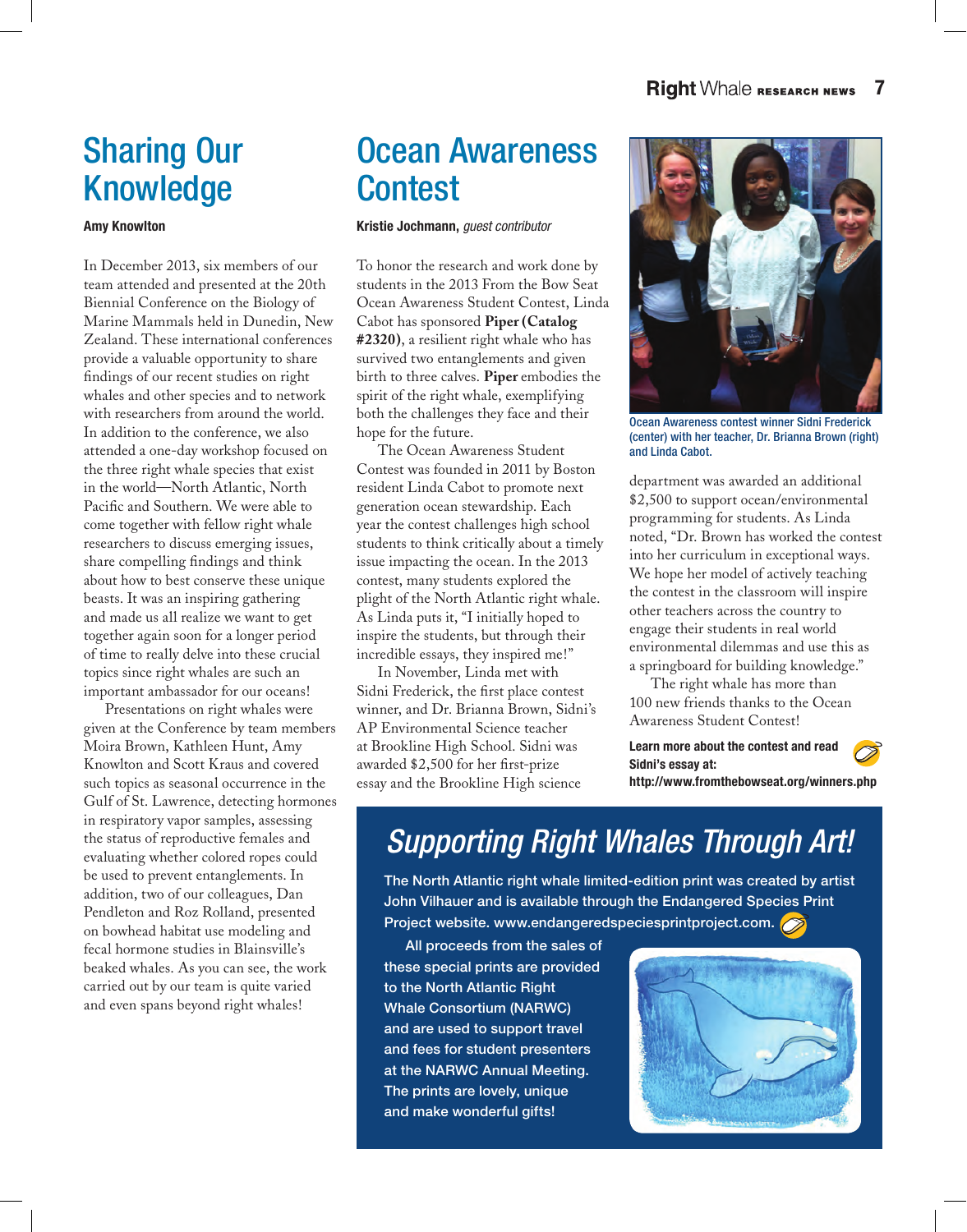# Sharing Our Knowledge

**Amy Knowlton**

In December 2013, six members of our team attended and presented at the 20th Biennial Conference on the Biology of Marine Mammals held in Dunedin, New Zealand. These international conferences provide a valuable opportunity to share findings of our recent studies on right whales and other species and to network with researchers from around the world. In addition to the conference, we also attended a one-day workshop focused on the three right whale species that exist in the world—North Atlantic, North Pacific and Southern. We were able to come together with fellow right whale researchers to discuss emerging issues, share compelling findings and think about how to best conserve these unique beasts. It was an inspiring gathering and made us all realize we want to get together again soon for a longer period of time to really delve into these crucial topics since right whales are such an important ambassador for our oceans!

Presentations on right whales were given at the Conference by team members Moira Brown, Kathleen Hunt, Amy Knowlton and Scott Kraus and covered such topics as seasonal occurrence in the Gulf of St. Lawrence, detecting hormones in respiratory vapor samples, assessing the status of reproductive females and evaluating whether colored ropes could be used to prevent entanglements. In addition, two of our colleagues, Dan Pendleton and Roz Rolland, presented on bowhead habitat use modeling and fecal hormone studies in Blainsville's beaked whales. As you can see, the work carried out by our team is quite varied and even spans beyond right whales!

# Ocean Awareness Contest

**Kristie Jochmann,** *guest contributor*

To honor the research and work done by students in the 2013 From the Bow Seat Ocean Awareness Student Contest, Linda Cabot has sponsored **Piper (Catalog #2320)**, a resilient right whale who has survived two entanglements and given birth to three calves. **Piper** embodies the spirit of the right whale, exemplifying both the challenges they face and their hope for the future.

The Ocean Awareness Student Contest was founded in 2011 by Boston resident Linda Cabot to promote next generation ocean stewardship. Each year the contest challenges high school students to think critically about a timely issue impacting the ocean. In the 2013 contest, many students explored the plight of the North Atlantic right whale. As Linda puts it, "I initially hoped to inspire the students, but through their incredible essays, they inspired me!"

In November, Linda met with Sidni Frederick, the first place contest winner, and Dr. Brianna Brown, Sidni's AP Environmental Science teacher at Brookline High School. Sidni was awarded $2,500 for her first-prize essay and the Brookline High science department was awarded an additional $2,500 to support ocean/environmental programming for students. As Linda noted, "Dr. Brown has worked the contest into her curriculum in exceptional ways. We hope her model of actively teaching the contest in the classroom will inspire other teachers across the country to engage their students in real world environmental dilemmas and use this as a springboard for building knowledge."

The right whale has more than 100 new friends thanks to the Ocean Awareness Student Contest!

Ocean Awareness contest winner Sidni Frederick (center) with her teacher, Dr. Brianna Brown (right) and Linda Cabot.

**Learn more about the contest and read Sidni's essay at: http://www.fromthebowseat.org/winners.php**

## *Supporting Right Whales Through Art!*

**The North Atlantic right whale limited-edition print was created by artist John Vilhauer and is available through the Endangered Species Print Project website. www.endangeredspeciesprintproject.com.**

**All proceeds from the sales of these special prints are provided to the North Atlantic Right Whale Consortium (NARWC) and are used to support travel and fees for student presenters at the NARWC Annual Meeting. The prints are lovely, unique and make wonderful gifts!**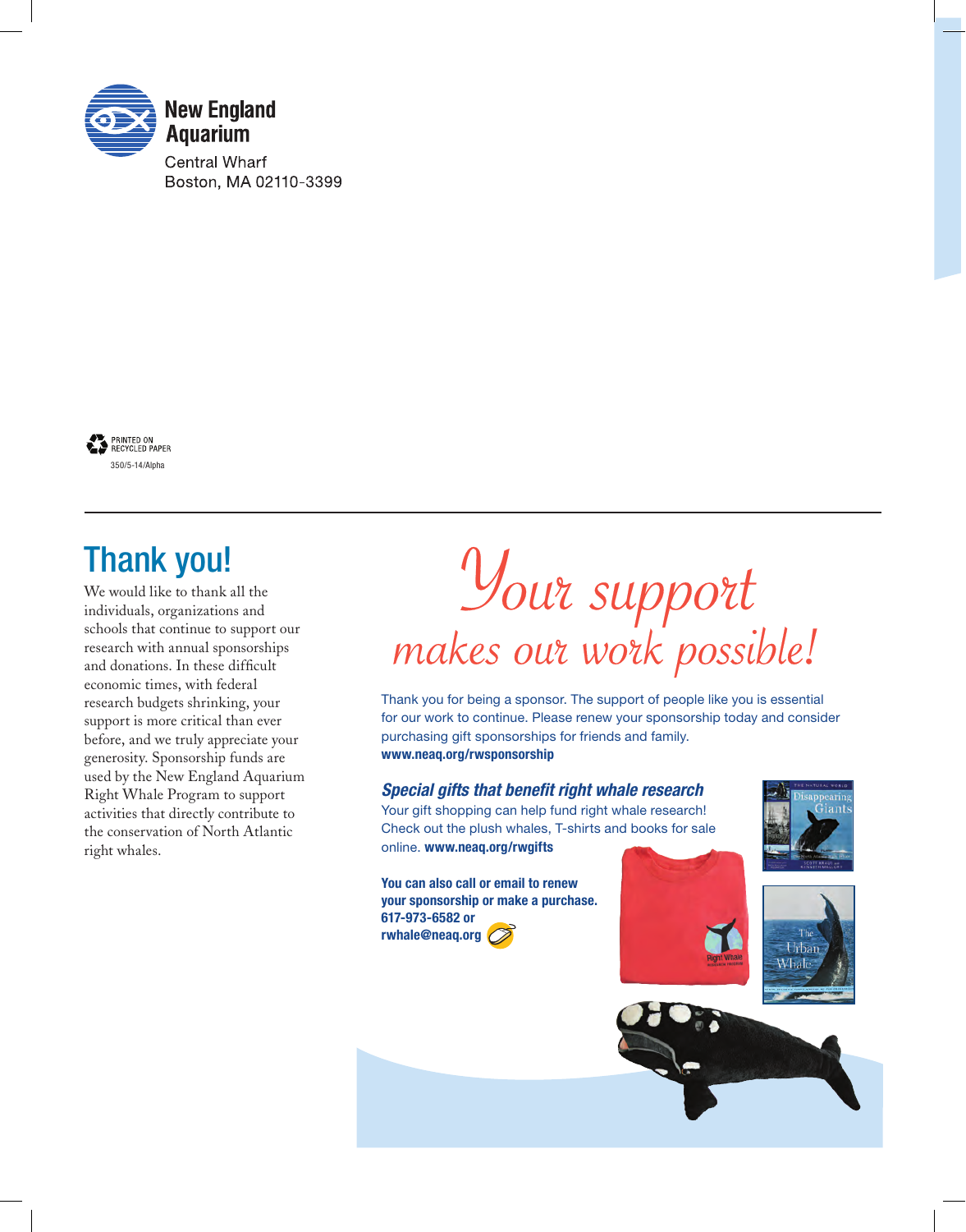**New England Aquarium**

Central Wharf
Boston, MA 02110-3399

PRINTED ON RECYCLED PAPER

350/5-14/Alpha

## Thank you!

We would like to thank all the individuals, organizations and schools that continue to support our research with annual sponsorships and donations. In these difficult economic times, with federal research budgets shrinking, your support is more critical than ever before, and we truly appreciate your generosity. Sponsorship funds are used by the New England Aquarium Right Whale Program to support activities that directly contribute to the conservation of North Atlantic right whales.

# *Your support makes our work possible!*

Thank you for being a sponsor. The support of people like you is essential for our work to continue. Please renew your sponsorship today and consider purchasing gift sponsorships for friends and family.
**www.neaq.org/rwsponsorship**

### *Special gifts that benefit right whale research*

Your gift shopping can help fund right whale research! Check out the plush whales, T-shirts and books for sale online. **www.neaq.org/rwgifts**

**You can also call or email to renew your sponsorship or make a purchase.
617-973-6582 or
rwhale@neaq.org**